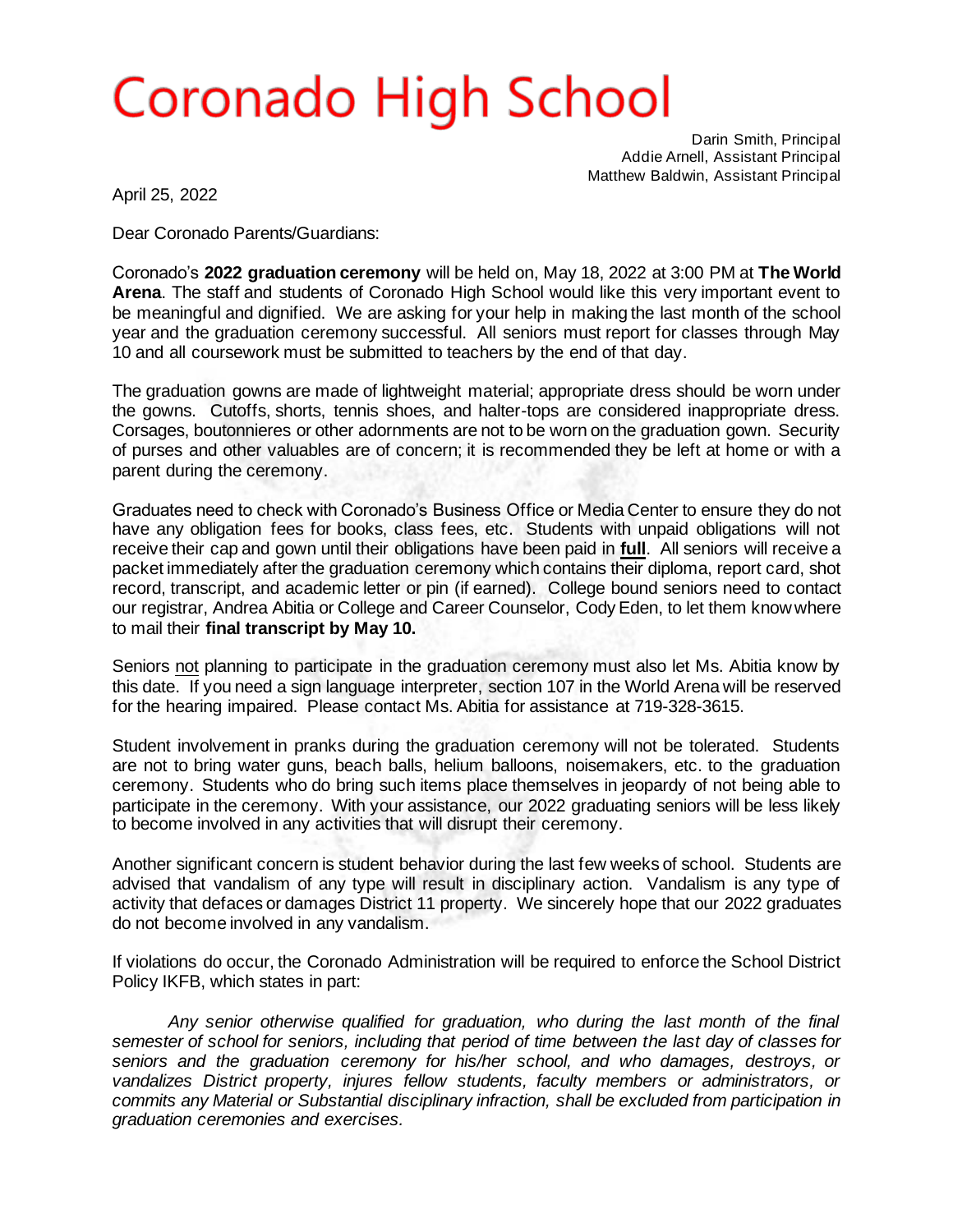# Coronado High School

Darin Smith, Principal
Addie Arnell, Assistant Principal
Matthew Baldwin, Assistant Principal

April 25, 2022

Dear Coronado Parents/Guardians:

Coronado's **2022 graduation ceremony** will be held on, May 18, 2022 at 3:00 PM at **The World Arena**. The staff and students of Coronado High School would like this very important event to be meaningful and dignified. We are asking for your help in making the last month of the school year and the graduation ceremony successful. All seniors must report for classes through May 10 and all coursework must be submitted to teachers by the end of that day.

The graduation gowns are made of lightweight material; appropriate dress should be worn under the gowns. Cutoffs, shorts, tennis shoes, and halter-tops are considered inappropriate dress. Corsages, boutonnieres or other adornments are not to be worn on the graduation gown. Security of purses and other valuables are of concern; it is recommended they be left at home or with a parent during the ceremony.

Graduates need to check with Coronado's Business Office or Media Center to ensure they do not have any obligation fees for books, class fees, etc. Students with unpaid obligations will not receive their cap and gown until their obligations have been paid in **full**. All seniors will receive a packet immediately after the graduation ceremony which contains their diploma, report card, shot record, transcript, and academic letter or pin (if earned). College bound seniors need to contact our registrar, Andrea Abitia or College and Career Counselor, Cody Eden, to let them know where to mail their **final transcript by May 10.**

Seniors not planning to participate in the graduation ceremony must also let Ms. Abitia know by this date. If you need a sign language interpreter, section 107 in the World Arena will be reserved for the hearing impaired. Please contact Ms. Abitia for assistance at 719-328-3615.

Student involvement in pranks during the graduation ceremony will not be tolerated. Students are not to bring water guns, beach balls, helium balloons, noisemakers, etc. to the graduation ceremony. Students who do bring such items place themselves in jeopardy of not being able to participate in the ceremony. With your assistance, our 2022 graduating seniors will be less likely to become involved in any activities that will disrupt their ceremony.

Another significant concern is student behavior during the last few weeks of school. Students are advised that vandalism of any type will result in disciplinary action. Vandalism is any type of activity that defaces or damages District 11 property. We sincerely hope that our 2022 graduates do not become involved in any vandalism.

If violations do occur, the Coronado Administration will be required to enforce the School District Policy IKFB, which states in part:

*Any senior otherwise qualified for graduation, who during the last month of the final semester of school for seniors, including that period of time between the last day of classes for seniors and the graduation ceremony for his/her school, and who damages, destroys, or vandalizes District property, injures fellow students, faculty members or administrators, or commits any Material or Substantial disciplinary infraction, shall be excluded from participation in graduation ceremonies and exercises.*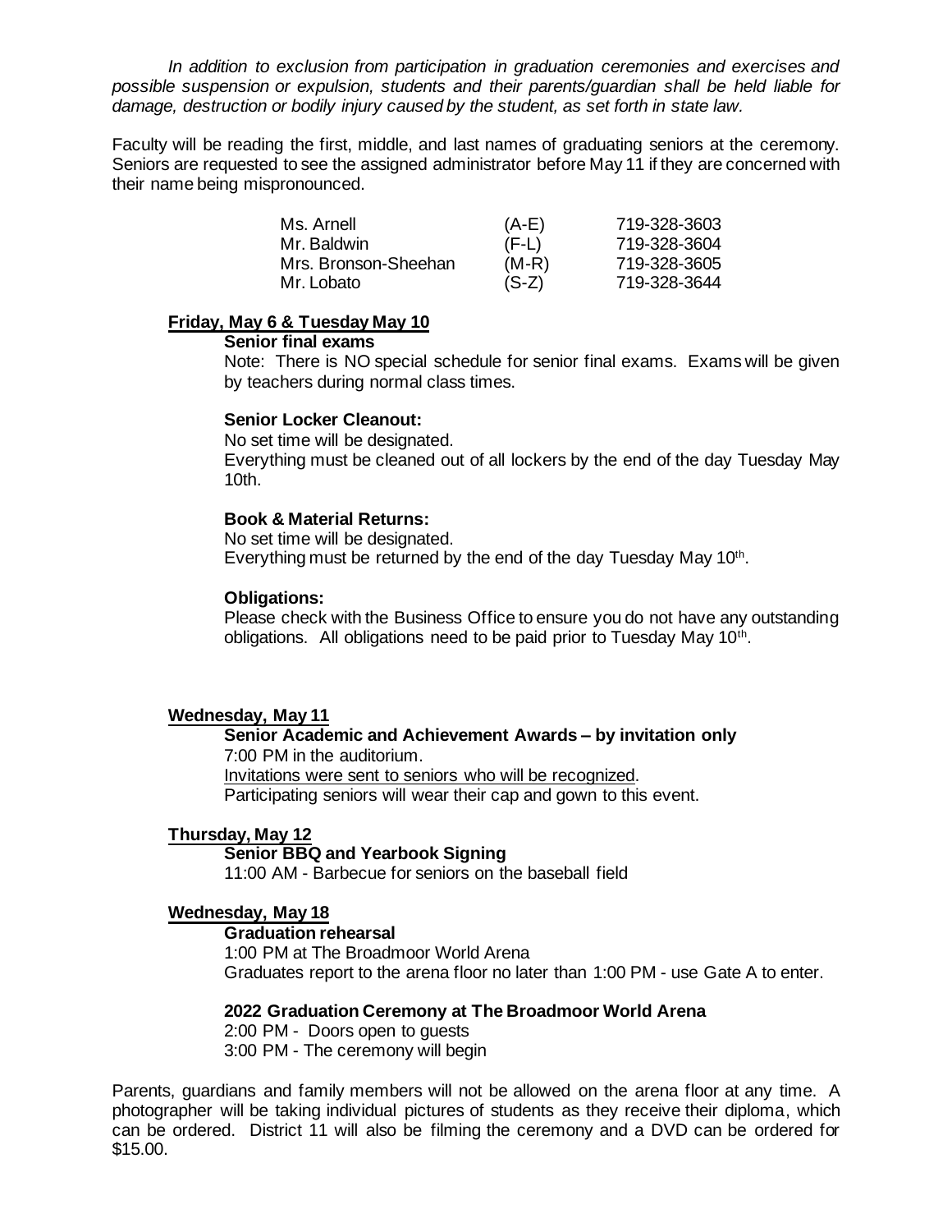*In addition to exclusion from participation in graduation ceremonies and exercises and possible suspension or expulsion, students and their parents/guardian shall be held liable for damage, destruction or bodily injury caused by the student, as set forth in state law.*

Faculty will be reading the first, middle, and last names of graduating seniors at the ceremony. Seniors are requested to see the assigned administrator before May 11 if they are concerned with their name being mispronounced.

| | | |
|---|---|---|
| Ms. Arnell | (A-E) | 719-328-3603 |
| Mr. Baldwin | (F-L) | 719-328-3604 |
| Mrs. Bronson-Sheehan | (M-R) | 719-328-3605 |
| Mr. Lobato | (S-Z) | 719-328-3644 |

**Friday, May 6 & Tuesday May 10**

**Senior final exams**

Note: There is NO special schedule for senior final exams. Exams will be given by teachers during normal class times.

**Senior Locker Cleanout:**

No set time will be designated.
Everything must be cleaned out of all lockers by the end of the day Tuesday May 10th.

**Book & Material Returns:**

No set time will be designated.
Everything must be returned by the end of the day Tuesday May 10th.

**Obligations:**

Please check with the Business Office to ensure you do not have any outstanding obligations. All obligations need to be paid prior to Tuesday May 10th.

**Wednesday, May 11**

**Senior Academic and Achievement Awards – by invitation only**

7:00 PM in the auditorium.
Invitations were sent to seniors who will be recognized.
Participating seniors will wear their cap and gown to this event.

**Thursday, May 12**

**Senior BBQ and Yearbook Signing**

11:00 AM - Barbecue for seniors on the baseball field

**Wednesday, May 18**

**Graduation rehearsal**

1:00 PM at The Broadmoor World Arena
Graduates report to the arena floor no later than 1:00 PM - use Gate A to enter.

**2022 Graduation Ceremony at The Broadmoor World Arena**

2:00 PM - Doors open to guests
3:00 PM - The ceremony will begin

Parents, guardians and family members will not be allowed on the arena floor at any time. A photographer will be taking individual pictures of students as they receive their diploma, which can be ordered. District 11 will also be filming the ceremony and a DVD can be ordered for $15.00.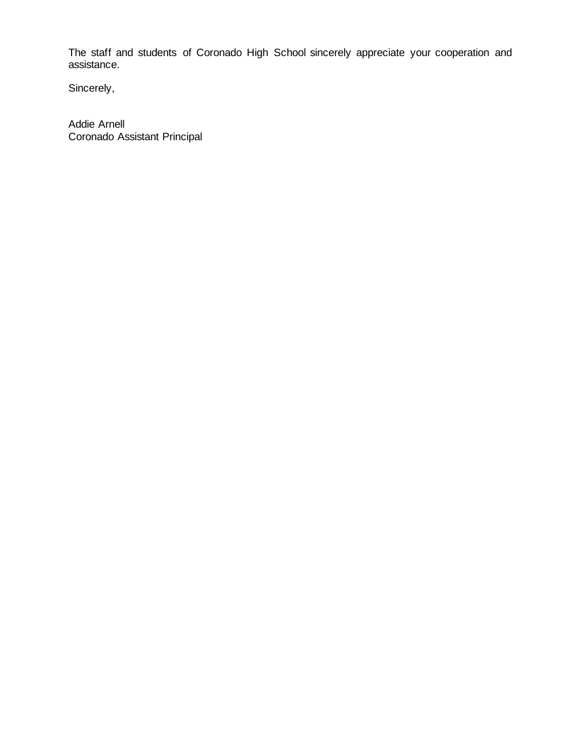The staff and students of Coronado High School sincerely appreciate your cooperation and assistance.

Sincerely,

Addie Arnell  
Coronado Assistant Principal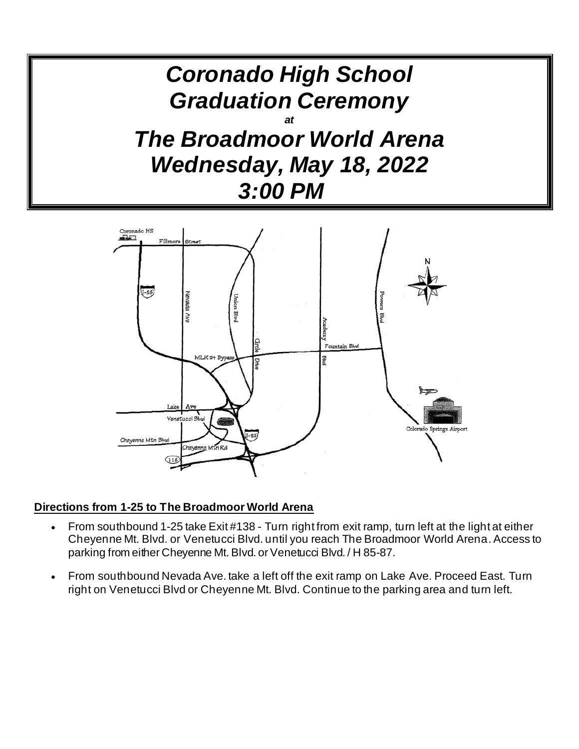# *Coronado High School Graduation Ceremony*

***at***

# *The Broadmoor World Arena Wednesday, May 18, 2022 3:00 PM*

**Directions from 1-25 to The Broadmoor World Arena**

- From southbound 1-25 take Exit #138 - Turn right from exit ramp, turn left at the light at either Cheyenne Mt. Blvd. or Venetucci Blvd. until you reach The Broadmoor World Arena. Access to parking from either Cheyenne Mt. Blvd. or Venetucci Blvd. / H 85-87.
- From southbound Nevada Ave. take a left off the exit ramp on Lake Ave. Proceed East. Turn right on Venetucci Blvd or Cheyenne Mt. Blvd. Continue to the parking area and turn left.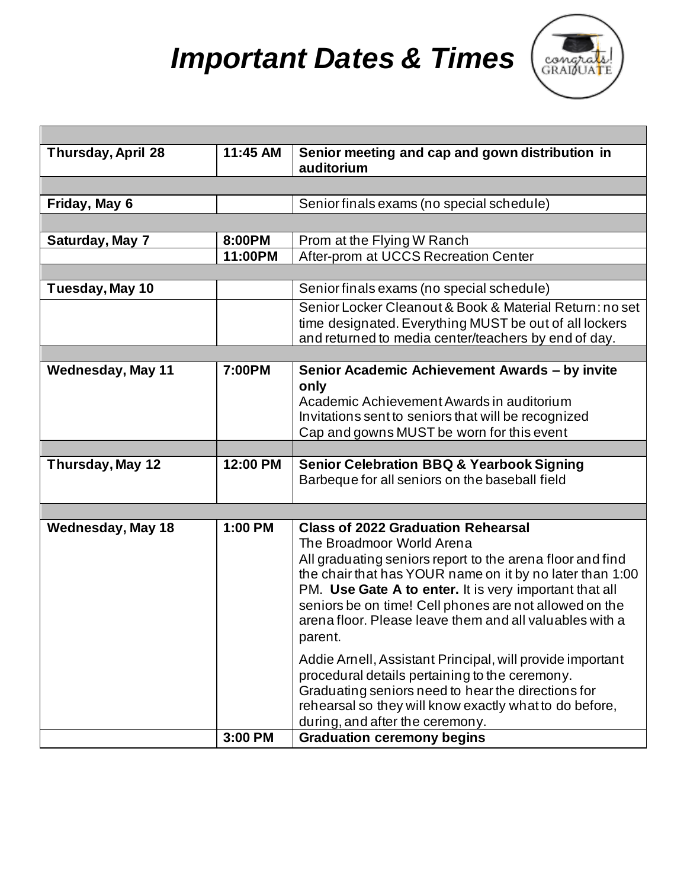# *Important Dates & Times*

| | | |
|---|---|---|
| **Thursday, April 28** | **11:45 AM** | **Senior meeting and cap and gown distribution in auditorium** |
| | | |
| **Friday, May 6** | | Senior finals exams (no special schedule) |
| | | |
| **Saturday, May 7** | **8:00PM** | Prom at the Flying W Ranch |
| | **11:00PM** | After-prom at UCCS Recreation Center |
| | | |
| **Tuesday, May 10** | | Senior finals exams (no special schedule) |
| | | Senior Locker Cleanout & Book & Material Return: no set time designated. Everything MUST be out of all lockers and returned to media center/teachers by end of day. |
| | | |
| **Wednesday, May 11** | **7:00PM** | **Senior Academic Achievement Awards – by invite only**<br>Academic Achievement Awards in auditorium<br>Invitations sent to seniors that will be recognized<br>Cap and gowns MUST be worn for this event |
| | | |
| **Thursday, May 12** | **12:00 PM** | **Senior Celebration BBQ & Yearbook Signing**<br>Barbeque for all seniors on the baseball field |
| | | |
| **Wednesday, May 18** | **1:00 PM** | **Class of 2022 Graduation Rehearsal**<br>The Broadmoor World Arena<br>All graduating seniors report to the arena floor and find the chair that has YOUR name on it by no later than 1:00 PM. **Use Gate A to enter.** It is very important that all seniors be on time! Cell phones are not allowed on the arena floor. Please leave them and all valuables with a parent.<br><br>Addie Arnell, Assistant Principal, will provide important procedural details pertaining to the ceremony. Graduating seniors need to hear the directions for rehearsal so they will know exactly what to do before, during, and after the ceremony. |
| | **3:00 PM** | **Graduation ceremony begins** |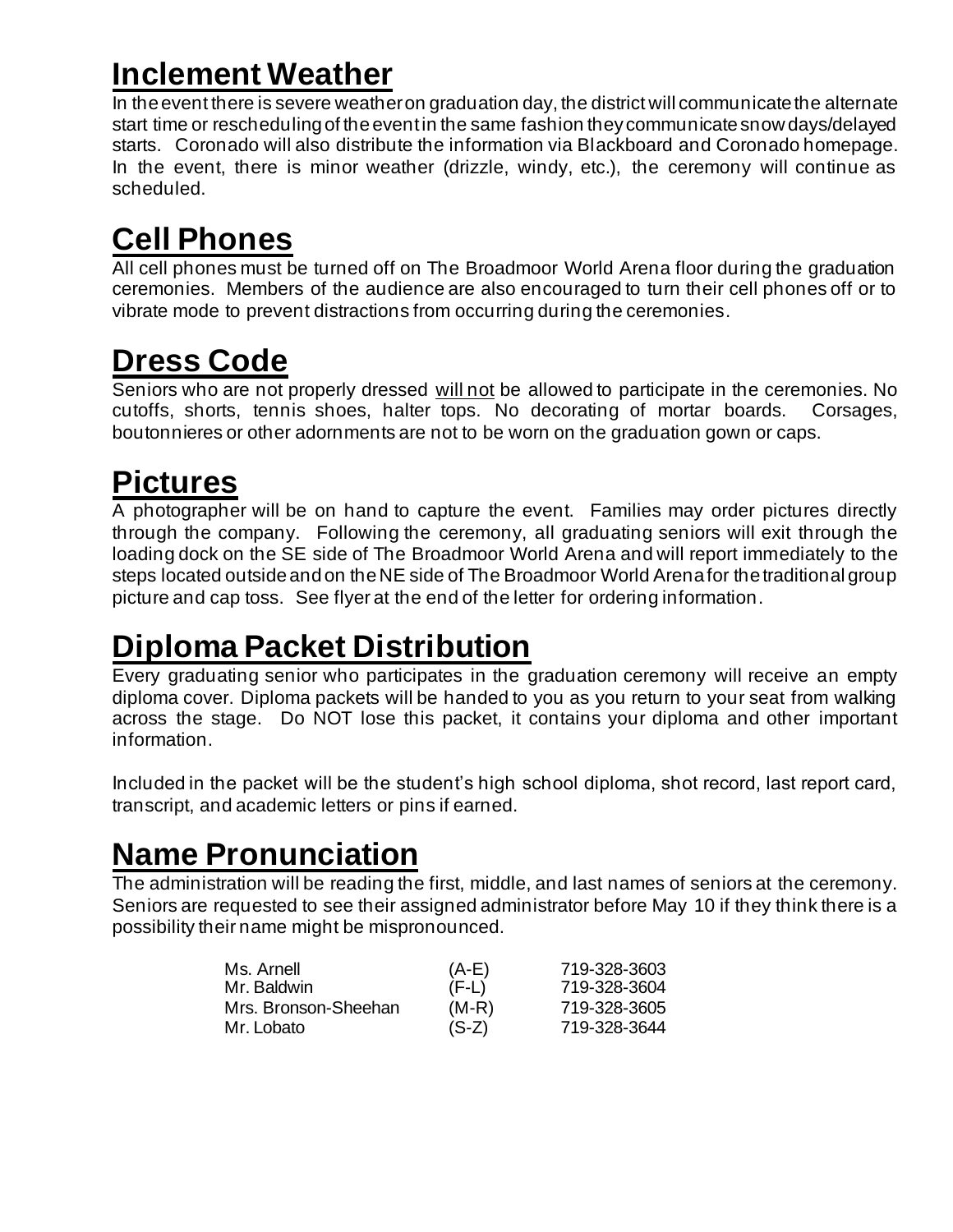## Inclement Weather

In the event there is severe weather on graduation day, the district will communicate the alternate start time or rescheduling of the event in the same fashion they communicate snow days/delayed starts. Coronado will also distribute the information via Blackboard and Coronado homepage. In the event, there is minor weather (drizzle, windy, etc.), the ceremony will continue as scheduled.

## Cell Phones

All cell phones must be turned off on The Broadmoor World Arena floor during the graduation ceremonies. Members of the audience are also encouraged to turn their cell phones off or to vibrate mode to prevent distractions from occurring during the ceremonies.

## Dress Code

Seniors who are not properly dressed will not be allowed to participate in the ceremonies. No cutoffs, shorts, tennis shoes, halter tops. No decorating of mortar boards. Corsages, boutonnieres or other adornments are not to be worn on the graduation gown or caps.

## Pictures

A photographer will be on hand to capture the event. Families may order pictures directly through the company. Following the ceremony, all graduating seniors will exit through the loading dock on the SE side of The Broadmoor World Arena and will report immediately to the steps located outside and on the NE side of The Broadmoor World Arena for the traditional group picture and cap toss. See flyer at the end of the letter for ordering information.

## Diploma Packet Distribution

Every graduating senior who participates in the graduation ceremony will receive an empty diploma cover. Diploma packets will be handed to you as you return to your seat from walking across the stage. Do NOT lose this packet, it contains your diploma and other important information.

Included in the packet will be the student's high school diploma, shot record, last report card, transcript, and academic letters or pins if earned.

## Name Pronunciation

The administration will be reading the first, middle, and last names of seniors at the ceremony. Seniors are requested to see their assigned administrator before May 10 if they think there is a possibility their name might be mispronounced.

| | | |
|---|---|---|
| Ms. Arnell | (A-E) | 719-328-3603 |
| Mr. Baldwin | (F-L) | 719-328-3604 |
| Mrs. Bronson-Sheehan | (M-R) | 719-328-3605 |
| Mr. Lobato | (S-Z) | 719-328-3644 |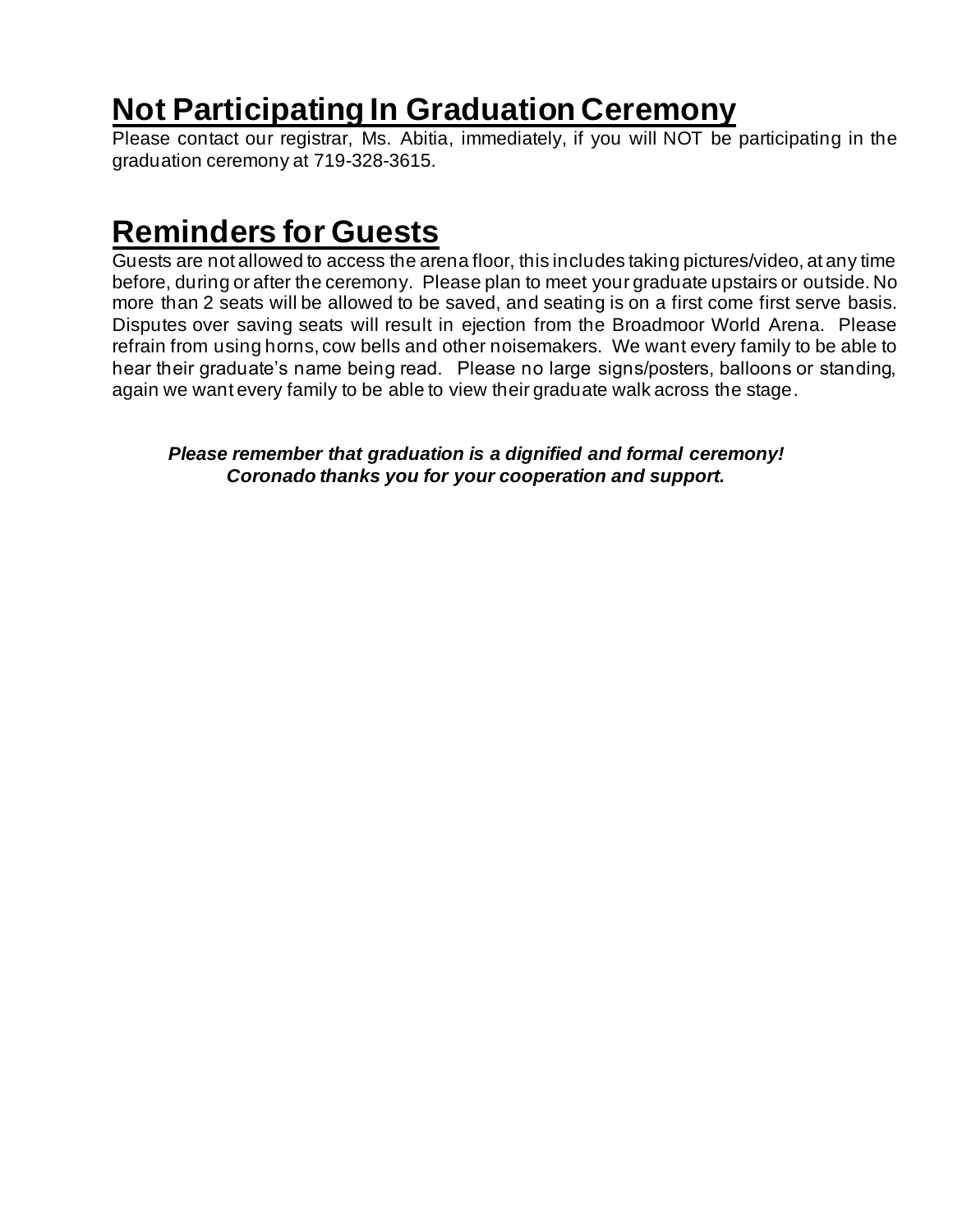## Not Participating In Graduation Ceremony

Please contact our registrar, Ms. Abitia, immediately, if you will NOT be participating in the graduation ceremony at 719-328-3615.

## Reminders for Guests

Guests are not allowed to access the arena floor, this includes taking pictures/video, at any time before, during or after the ceremony. Please plan to meet your graduate upstairs or outside. No more than 2 seats will be allowed to be saved, and seating is on a first come first serve basis. Disputes over saving seats will result in ejection from the Broadmoor World Arena. Please refrain from using horns, cow bells and other noisemakers. We want every family to be able to hear their graduate's name being read. Please no large signs/posters, balloons or standing, again we want every family to be able to view their graduate walk across the stage.

***Please remember that graduation is a dignified and formal ceremony!***
***Coronado thanks you for your cooperation and support.***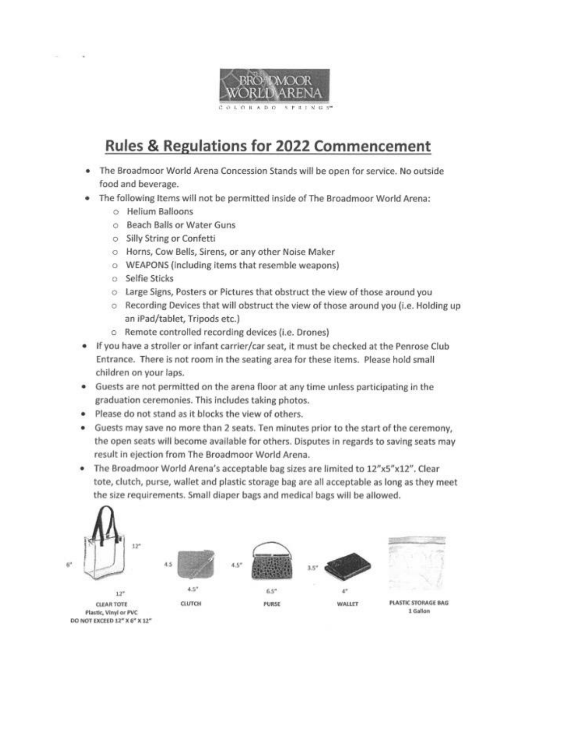THE BROADMOOR WORLD ARENA
COLORADO SPRINGS

# Rules & Regulations for 2022 Commencement

- The Broadmoor World Arena Concession Stands will be open for service. No outside food and beverage.
- The following Items will not be permitted inside of The Broadmoor World Arena:
  - Helium Balloons
  - Beach Balls or Water Guns
  - Silly String or Confetti
  - Horns, Cow Bells, Sirens, or any other Noise Maker
  - WEAPONS (including items that resemble weapons)
  - Selfie Sticks
  - Large Signs, Posters or Pictures that obstruct the view of those around you
  - Recording Devices that will obstruct the view of those around you (i.e. Holding up an iPad/tablet, Tripods etc.)
  - Remote controlled recording devices (i.e. Drones)
- If you have a stroller or infant carrier/car seat, it must be checked at the Penrose Club Entrance. There is not room in the seating area for these items. Please hold small children on your laps.
- Guests are not permitted on the arena floor at any time unless participating in the graduation ceremonies. This includes taking photos.
- Please do not stand as it blocks the view of others.
- Guests may save no more than 2 seats. Ten minutes prior to the start of the ceremony, the open seats will become available for others. Disputes in regards to saving seats may result in ejection from The Broadmoor World Arena.
- The Broadmoor World Arena's acceptable bag sizes are limited to 12"x5"x12". Clear tote, clutch, purse, wallet and plastic storage bag are all acceptable as long as they meet the size requirements. Small diaper bags and medical bags will be allowed.

CLEAR TOTE (12" x 6" x 12")
Plastic, Vinyl or PVC
DO NOT EXCEED 12" X 6" X 12"

CLUTCH (4.5" x 4.5")

PURSE (4.5" x 6.5")

WALLET (3.5" x 4")

PLASTIC STORAGE BAG
1 Gallon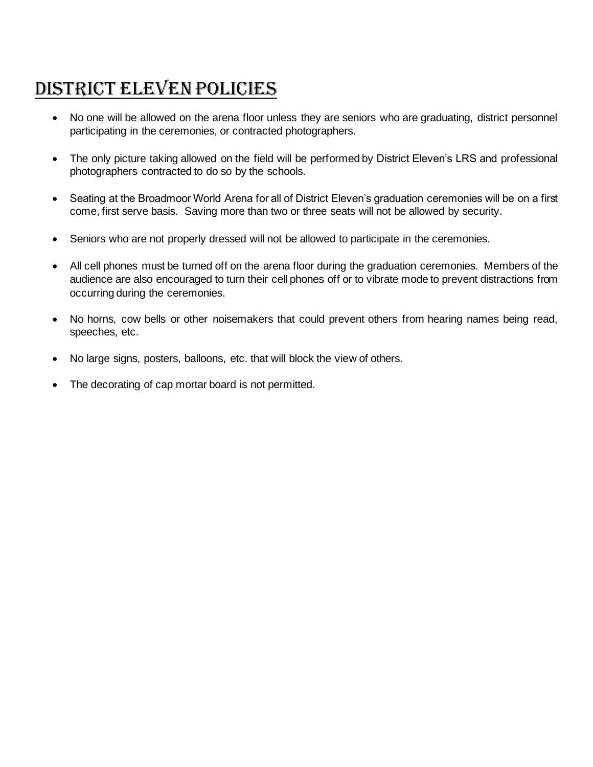# District Eleven Policies

- No one will be allowed on the arena floor unless they are seniors who are graduating, district personnel participating in the ceremonies, or contracted photographers.
- The only picture taking allowed on the field will be performed by District Eleven's LRS and professional photographers contracted to do so by the schools.
- Seating at the Broadmoor World Arena for all of District Eleven's graduation ceremonies will be on a first come, first serve basis. Saving more than two or three seats will not be allowed by security.
- Seniors who are not properly dressed will not be allowed to participate in the ceremonies.
- All cell phones must be turned off on the arena floor during the graduation ceremonies. Members of the audience are also encouraged to turn their cell phones off or to vibrate mode to prevent distractions from occurring during the ceremonies.
- No horns, cow bells or other noisemakers that could prevent others from hearing names being read, speeches, etc.
- No large signs, posters, balloons, etc. that will block the view of others.
- The decorating of cap mortar board is not permitted.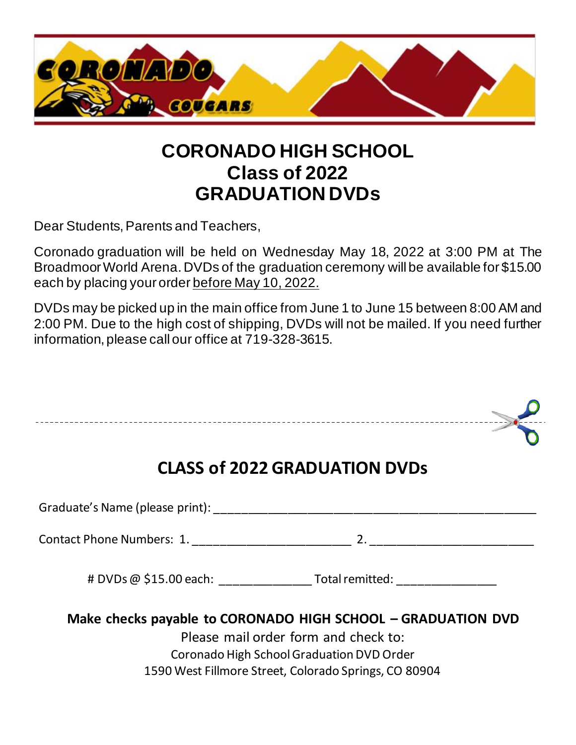# CORONADO HIGH SCHOOL
# Class of 2022
# GRADUATION DVDs

Dear Students, Parents and Teachers,

Coronado graduation will be held on Wednesday May 18, 2022 at 3:00 PM at The Broadmoor World Arena. DVDs of the graduation ceremony will be available for $15.00 each by placing your order before May 10, 2022.

DVDs may be picked up in the main office from June 1 to June 15 between 8:00 AM and 2:00 PM. Due to the high cost of shipping, DVDs will not be mailed. If you need further information, please call our office at 719-328-3615.

---

## CLASS of 2022 GRADUATION DVDs

Graduate's Name (please print): ______________________________________________

Contact Phone Numbers: 1. _______________________ 2. ________________________

# DVDs @ $15.00 each: _____________ Total remitted: _______________

**Make checks payable to CORONADO HIGH SCHOOL – GRADUATION DVD**

Please mail order form and check to:
Coronado High School Graduation DVD Order
1590 West Fillmore Street, Colorado Springs, CO 80904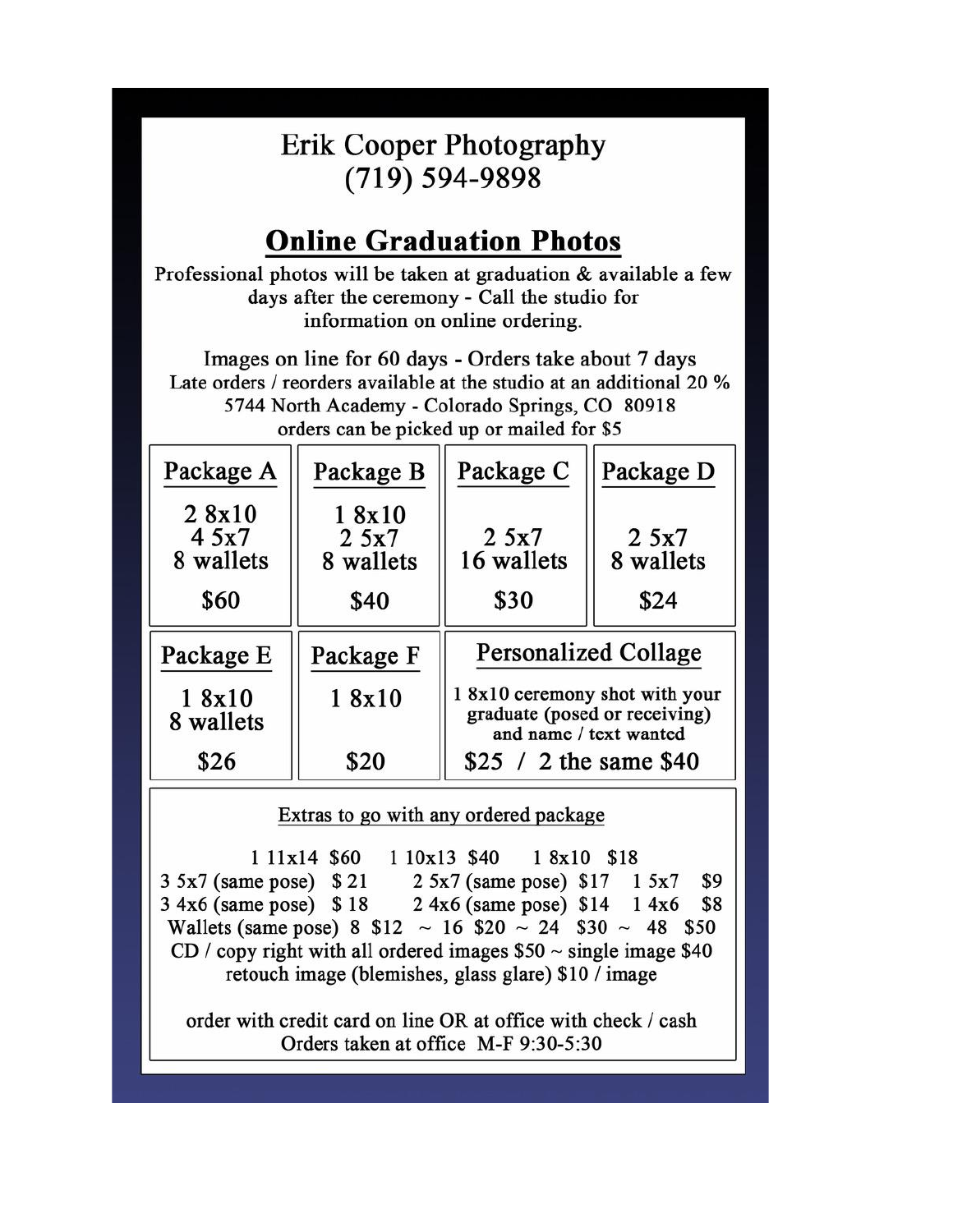# Erik Cooper Photography
# (719) 594-9898

## Online Graduation Photos

Professional photos will be taken at graduation & available a few days after the ceremony - Call the studio for information on online ordering.

Images on line for 60 days - Orders take about 7 days
Late orders / reorders available at the studio at an additional 20 %
5744 North Academy - Colorado Springs, CO 80918
orders can be picked up or mailed for $5

| Package A | Package B | Package C | Package D |
|---|---|---|---|
| 2 8x10<br>4 5x7<br>8 wallets | 1 8x10<br>2 5x7<br>8 wallets | 2 5x7<br>16 wallets | 2 5x7<br>8 wallets |
| $60 | $40 | $30 | $24 |

| Package E | Package F | Personalized Collage |
|---|---|---|
| 1 8x10<br>8 wallets | 1 8x10 | 1 8x10 ceremony shot with your graduate (posed or receiving) and name / text wanted |
| $26 | $20 | $25 / 2 the same $40 |

Extras to go with any ordered package

1 11x14 $60    1 10x13 $40    1 8x10 $18
3 5x7 (same pose) $ 21    2 5x7 (same pose) $17    1 5x7 $9
3 4x6 (same pose) $ 18    2 4x6 (same pose) $14    1 4x6 $8
Wallets (same pose) 8 $12 ~ 16 $20 ~ 24 $30 ~ 48 $50
CD / copy right with all ordered images $50 ~ single image $40
retouch image (blemishes, glass glare) $10 / image

order with credit card on line OR at office with check / cash
Orders taken at office M-F 9:30-5:30